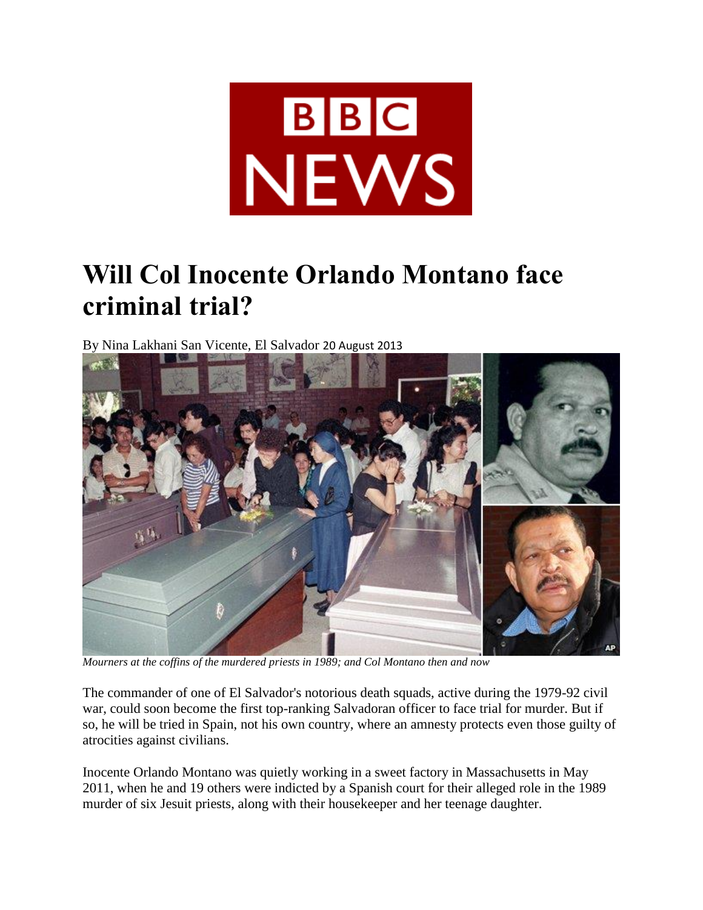BBC NEWS

# Will Col Inocente Orlando Montano face criminal trial?

By Nina Lakhani San Vicente, El Salvador 20 August 2013

*Mourners at the coffins of the murdered priests in 1989; and Col Montano then and now*

The commander of one of El Salvador's notorious death squads, active during the 1979-92 civil war, could soon become the first top-ranking Salvadoran officer to face trial for murder. But if so, he will be tried in Spain, not his own country, where an amnesty protects even those guilty of atrocities against civilians.

Inocente Orlando Montano was quietly working in a sweet factory in Massachusetts in May 2011, when he and 19 others were indicted by a Spanish court for their alleged role in the 1989 murder of six Jesuit priests, along with their housekeeper and her teenage daughter.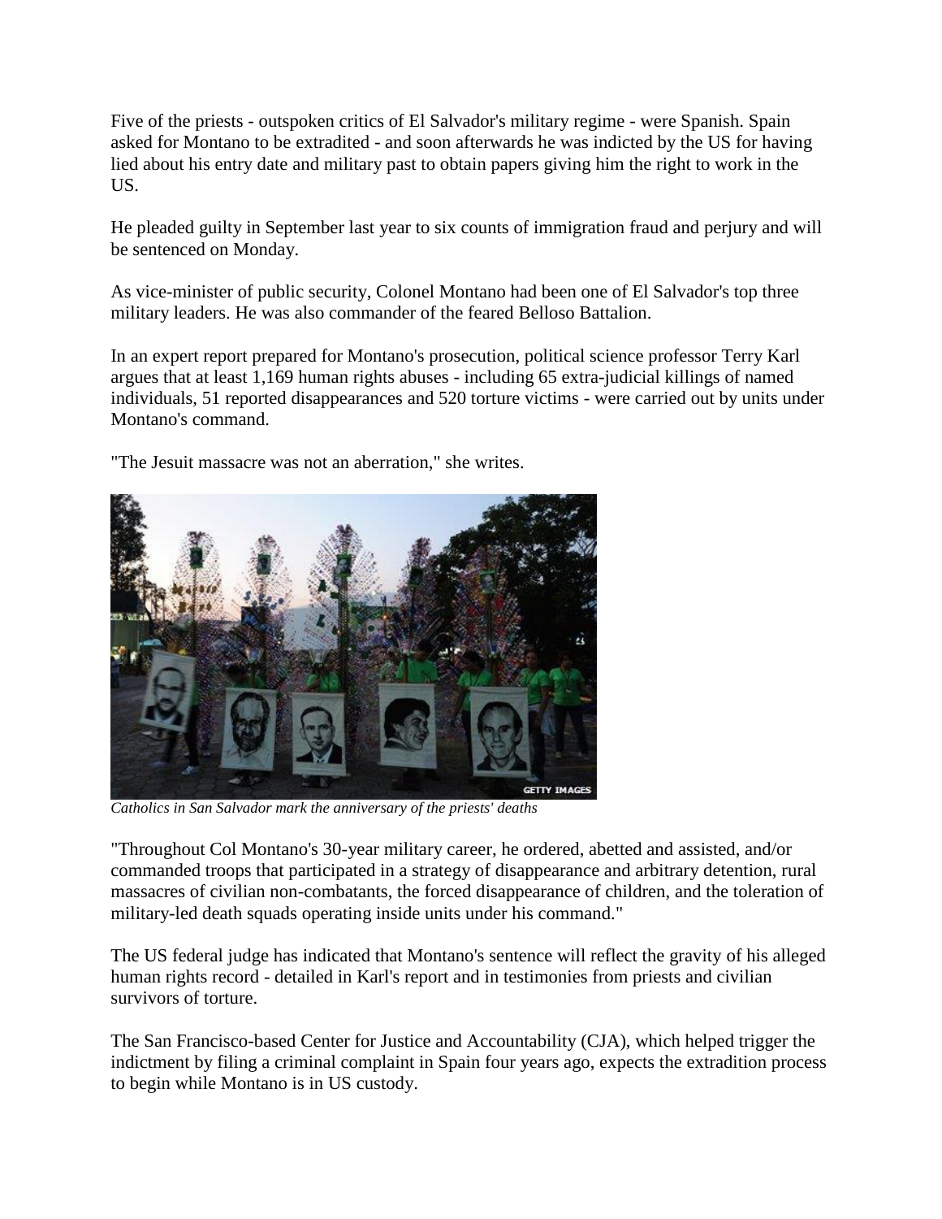Five of the priests - outspoken critics of El Salvador's military regime - were Spanish. Spain asked for Montano to be extradited - and soon afterwards he was indicted by the US for having lied about his entry date and military past to obtain papers giving him the right to work in the US.

He pleaded guilty in September last year to six counts of immigration fraud and perjury and will be sentenced on Monday.

As vice-minister of public security, Colonel Montano had been one of El Salvador's top three military leaders. He was also commander of the feared Belloso Battalion.

In an expert report prepared for Montano's prosecution, political science professor Terry Karl argues that at least 1,169 human rights abuses - including 65 extra-judicial killings of named individuals, 51 reported disappearances and 520 torture victims - were carried out by units under Montano's command.

"The Jesuit massacre was not an aberration," she writes.

*Catholics in San Salvador mark the anniversary of the priests' deaths*

"Throughout Col Montano's 30-year military career, he ordered, abetted and assisted, and/or commanded troops that participated in a strategy of disappearance and arbitrary detention, rural massacres of civilian non-combatants, the forced disappearance of children, and the toleration of military-led death squads operating inside units under his command."

The US federal judge has indicated that Montano's sentence will reflect the gravity of his alleged human rights record - detailed in Karl's report and in testimonies from priests and civilian survivors of torture.

The San Francisco-based Center for Justice and Accountability (CJA), which helped trigger the indictment by filing a criminal complaint in Spain four years ago, expects the extradition process to begin while Montano is in US custody.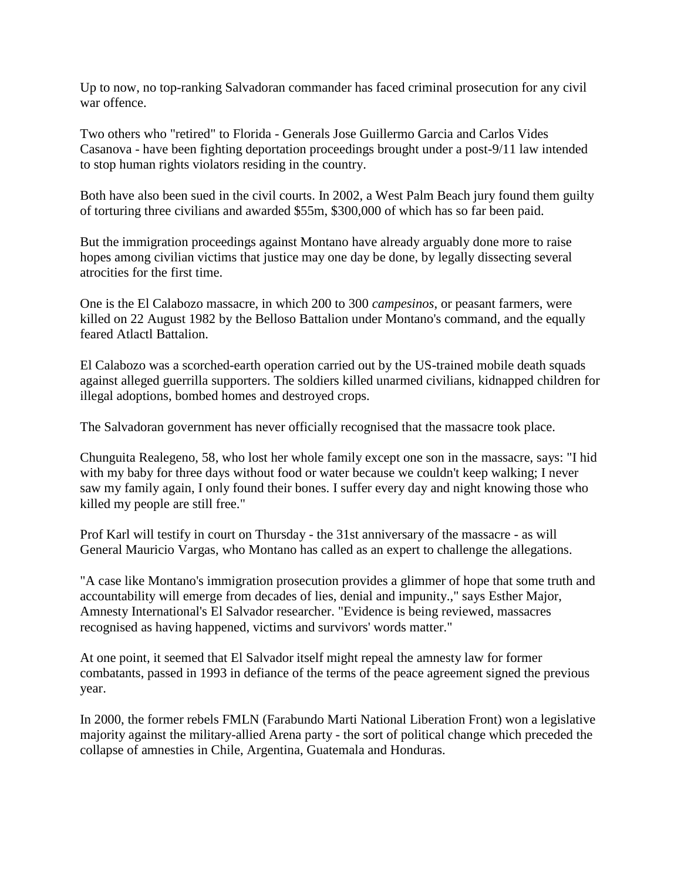Up to now, no top-ranking Salvadoran commander has faced criminal prosecution for any civil war offence.

Two others who "retired" to Florida - Generals Jose Guillermo Garcia and Carlos Vides Casanova - have been fighting deportation proceedings brought under a post-9/11 law intended to stop human rights violators residing in the country.

Both have also been sued in the civil courts. In 2002, a West Palm Beach jury found them guilty of torturing three civilians and awarded $55m, $300,000 of which has so far been paid.

But the immigration proceedings against Montano have already arguably done more to raise hopes among civilian victims that justice may one day be done, by legally dissecting several atrocities for the first time.

One is the El Calabozo massacre, in which 200 to 300 *campesinos*, or peasant farmers, were killed on 22 August 1982 by the Belloso Battalion under Montano's command, and the equally feared Atlactl Battalion.

El Calabozo was a scorched-earth operation carried out by the US-trained mobile death squads against alleged guerrilla supporters. The soldiers killed unarmed civilians, kidnapped children for illegal adoptions, bombed homes and destroyed crops.

The Salvadoran government has never officially recognised that the massacre took place.

Chunguita Realegeno, 58, who lost her whole family except one son in the massacre, says: "I hid with my baby for three days without food or water because we couldn't keep walking; I never saw my family again, I only found their bones. I suffer every day and night knowing those who killed my people are still free."

Prof Karl will testify in court on Thursday - the 31st anniversary of the massacre - as will General Mauricio Vargas, who Montano has called as an expert to challenge the allegations.

"A case like Montano's immigration prosecution provides a glimmer of hope that some truth and accountability will emerge from decades of lies, denial and impunity.," says Esther Major, Amnesty International's El Salvador researcher. "Evidence is being reviewed, massacres recognised as having happened, victims and survivors' words matter."

At one point, it seemed that El Salvador itself might repeal the amnesty law for former combatants, passed in 1993 in defiance of the terms of the peace agreement signed the previous year.

In 2000, the former rebels FMLN (Farabundo Marti National Liberation Front) won a legislative majority against the military-allied Arena party - the sort of political change which preceded the collapse of amnesties in Chile, Argentina, Guatemala and Honduras.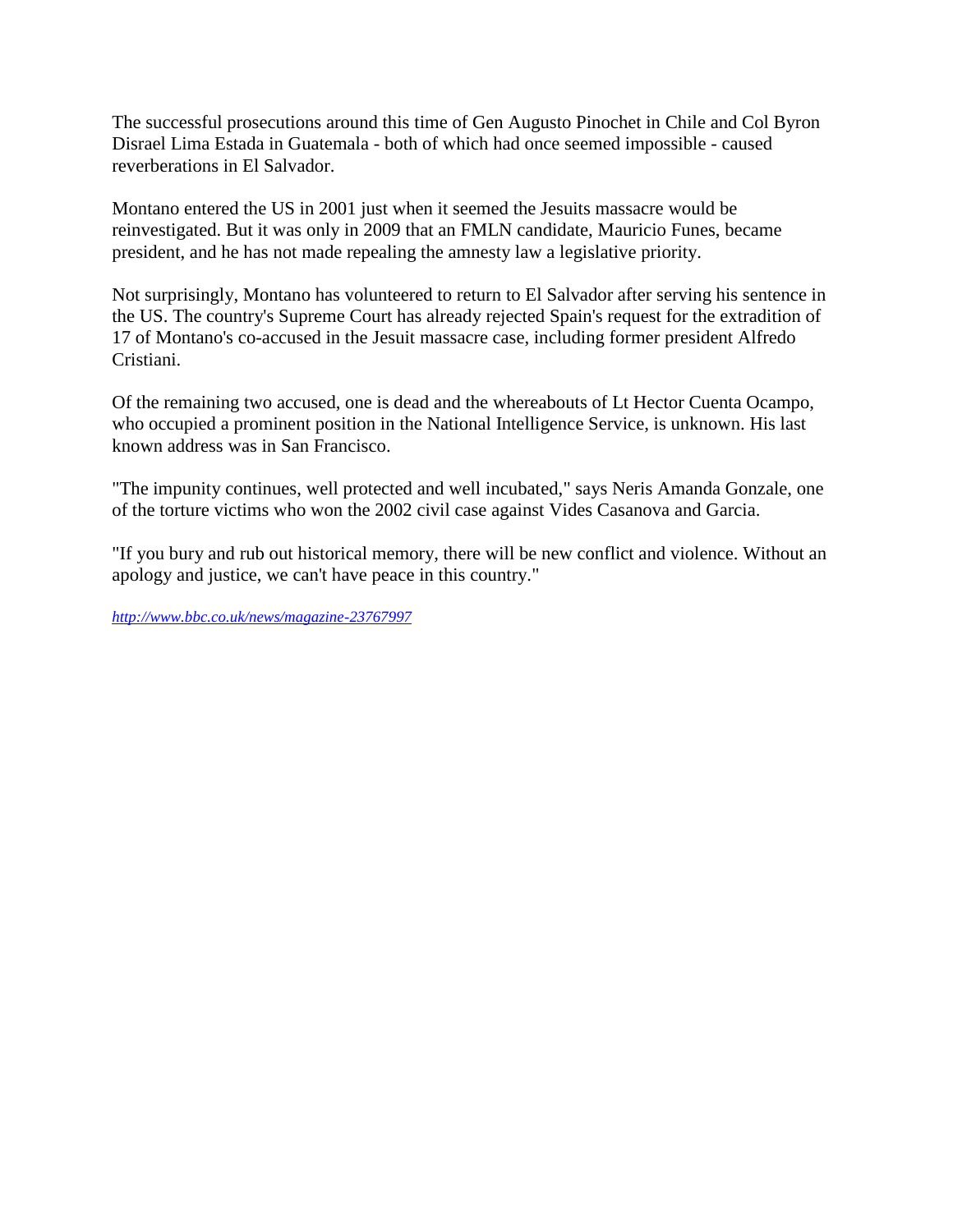The successful prosecutions around this time of Gen Augusto Pinochet in Chile and Col Byron Disrael Lima Estada in Guatemala - both of which had once seemed impossible - caused reverberations in El Salvador.

Montano entered the US in 2001 just when it seemed the Jesuits massacre would be reinvestigated. But it was only in 2009 that an FMLN candidate, Mauricio Funes, became president, and he has not made repealing the amnesty law a legislative priority.

Not surprisingly, Montano has volunteered to return to El Salvador after serving his sentence in the US. The country's Supreme Court has already rejected Spain's request for the extradition of 17 of Montano's co-accused in the Jesuit massacre case, including former president Alfredo Cristiani.

Of the remaining two accused, one is dead and the whereabouts of Lt Hector Cuenta Ocampo, who occupied a prominent position in the National Intelligence Service, is unknown. His last known address was in San Francisco.

"The impunity continues, well protected and well incubated," says Neris Amanda Gonzale, one of the torture victims who won the 2002 civil case against Vides Casanova and Garcia.

"If you bury and rub out historical memory, there will be new conflict and violence. Without an apology and justice, we can't have peace in this country."

*http://www.bbc.co.uk/news/magazine-23767997*